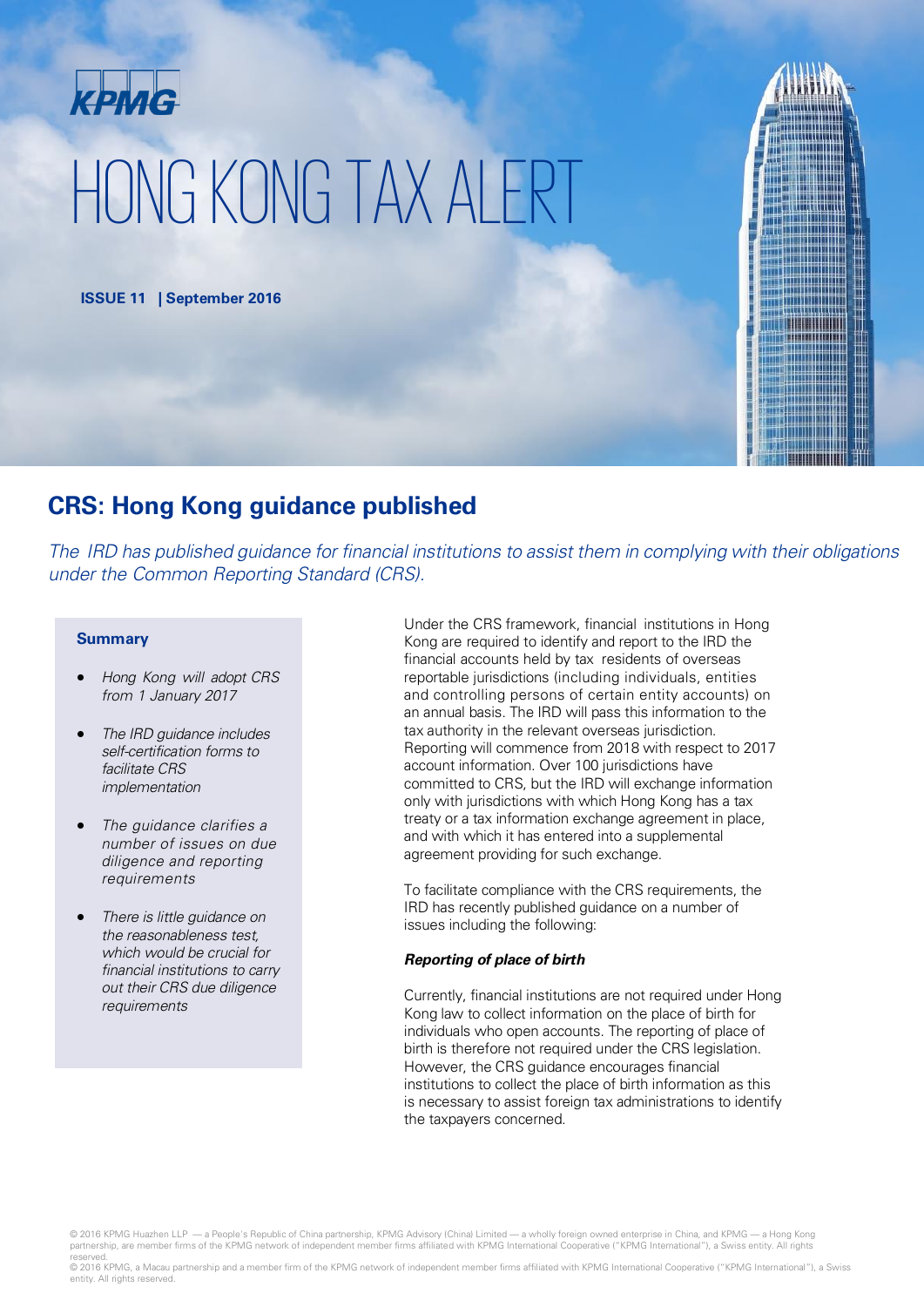KPMG

# HONG KONG TAX ALERT

**ISSUE 11 | September 2016**

## CRS: Hong Kong guidance published

*The IRD has published guidance for financial institutions to assist them in complying with their obligations under the Common Reporting Standard (CRS).*

**Summary**

- *Hong Kong will adopt CRS from 1 January 2017*
- *The IRD guidance includes self-certification forms to facilitate CRS implementation*
- *The guidance clarifies a number of issues on due diligence and reporting requirements*
- *There is little guidance on the reasonableness test, which would be crucial for financial institutions to carry out their CRS due diligence requirements*

Under the CRS framework, financial institutions in Hong Kong are required to identify and report to the IRD the financial accounts held by tax residents of overseas reportable jurisdictions (including individuals, entities and controlling persons of certain entity accounts) on an annual basis. The IRD will pass this information to the tax authority in the relevant overseas jurisdiction. Reporting will commence from 2018 with respect to 2017 account information. Over 100 jurisdictions have committed to CRS, but the IRD will exchange information only with jurisdictions with which Hong Kong has a tax treaty or a tax information exchange agreement in place, and with which it has entered into a supplemental agreement providing for such exchange.

To facilitate compliance with the CRS requirements, the IRD has recently published guidance on a number of issues including the following:

***Reporting of place of birth***

Currently, financial institutions are not required under Hong Kong law to collect information on the place of birth for individuals who open accounts. The reporting of place of birth is therefore not required under the CRS legislation. However, the CRS guidance encourages financial institutions to collect the place of birth information as this is necessary to assist foreign tax administrations to identify the taxpayers concerned.

© 2016 KPMG Huazhen LLP — a People's Republic of China partnership, KPMG Advisory (China) Limited — a wholly foreign owned enterprise in China, and KPMG — a Hong Kong partnership, are member firms of the KPMG network of independent member firms affiliated with KPMG International Cooperative ("KPMG International"), a Swiss entity. All rights reserved.
© 2016 KPMG, a Macau partnership and a member firm of the KPMG network of independent member firms affiliated with KPMG International Cooperative ("KPMG International"), a Swiss entity. All rights reserved.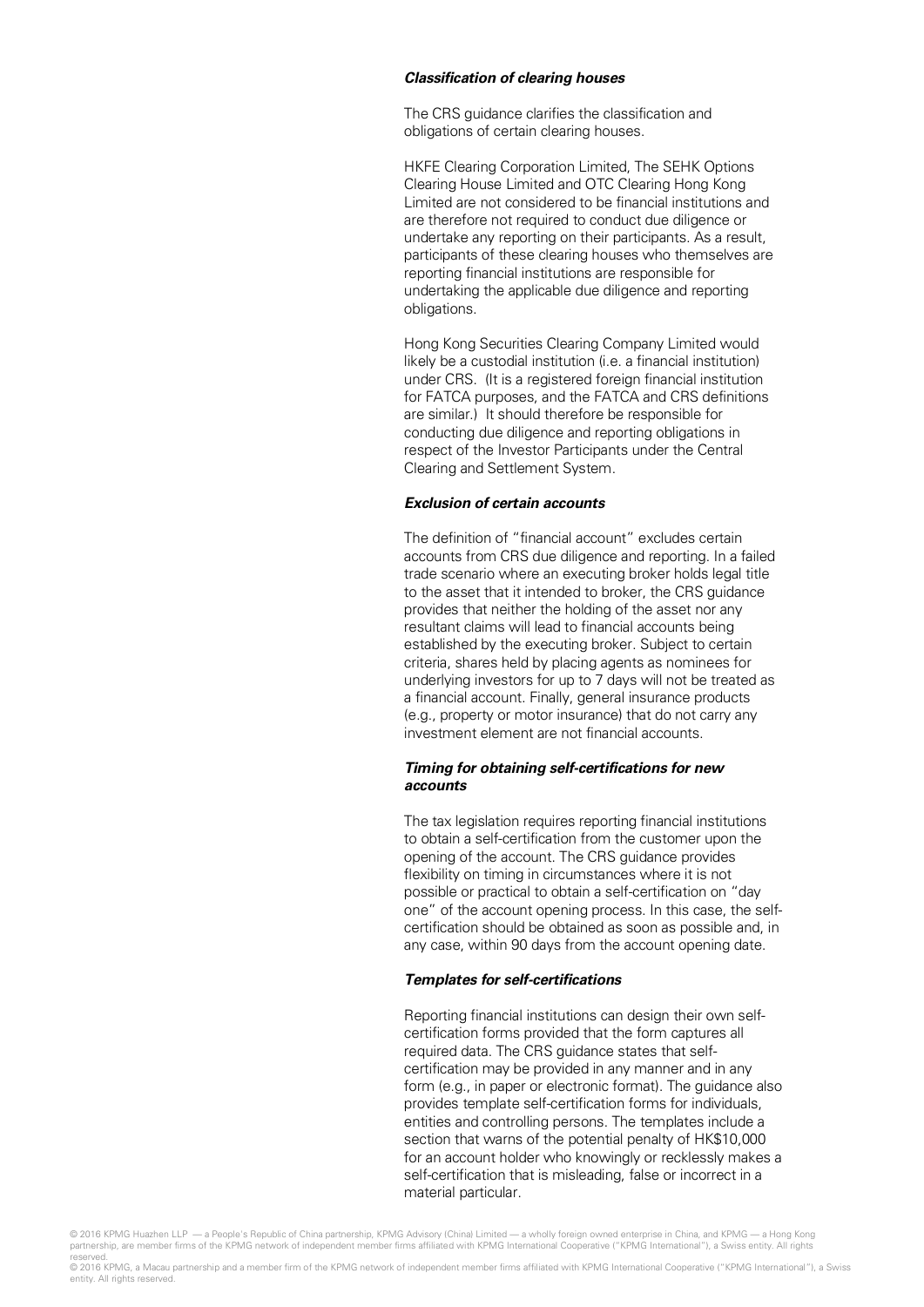### *Classification of clearing houses*

The CRS guidance clarifies the classification and obligations of certain clearing houses.

HKFE Clearing Corporation Limited, The SEHK Options Clearing House Limited and OTC Clearing Hong Kong Limited are not considered to be financial institutions and are therefore not required to conduct due diligence or undertake any reporting on their participants. As a result, participants of these clearing houses who themselves are reporting financial institutions are responsible for undertaking the applicable due diligence and reporting obligations.

Hong Kong Securities Clearing Company Limited would likely be a custodial institution (i.e. a financial institution) under CRS. (It is a registered foreign financial institution for FATCA purposes, and the FATCA and CRS definitions are similar.) It should therefore be responsible for conducting due diligence and reporting obligations in respect of the Investor Participants under the Central Clearing and Settlement System.

### *Exclusion of certain accounts*

The definition of "financial account" excludes certain accounts from CRS due diligence and reporting. In a failed trade scenario where an executing broker holds legal title to the asset that it intended to broker, the CRS guidance provides that neither the holding of the asset nor any resultant claims will lead to financial accounts being established by the executing broker. Subject to certain criteria, shares held by placing agents as nominees for underlying investors for up to 7 days will not be treated as a financial account. Finally, general insurance products (e.g., property or motor insurance) that do not carry any investment element are not financial accounts.

### *Timing for obtaining self-certifications for new accounts*

The tax legislation requires reporting financial institutions to obtain a self-certification from the customer upon the opening of the account. The CRS guidance provides flexibility on timing in circumstances where it is not possible or practical to obtain a self-certification on "day one" of the account opening process. In this case, the self-certification should be obtained as soon as possible and, in any case, within 90 days from the account opening date.

### *Templates for self-certifications*

Reporting financial institutions can design their own self-certification forms provided that the form captures all required data. The CRS guidance states that self-certification may be provided in any manner and in any form (e.g., in paper or electronic format). The guidance also provides template self-certification forms for individuals, entities and controlling persons. The templates include a section that warns of the potential penalty of HK$10,000 for an account holder who knowingly or recklessly makes a self-certification that is misleading, false or incorrect in a material particular.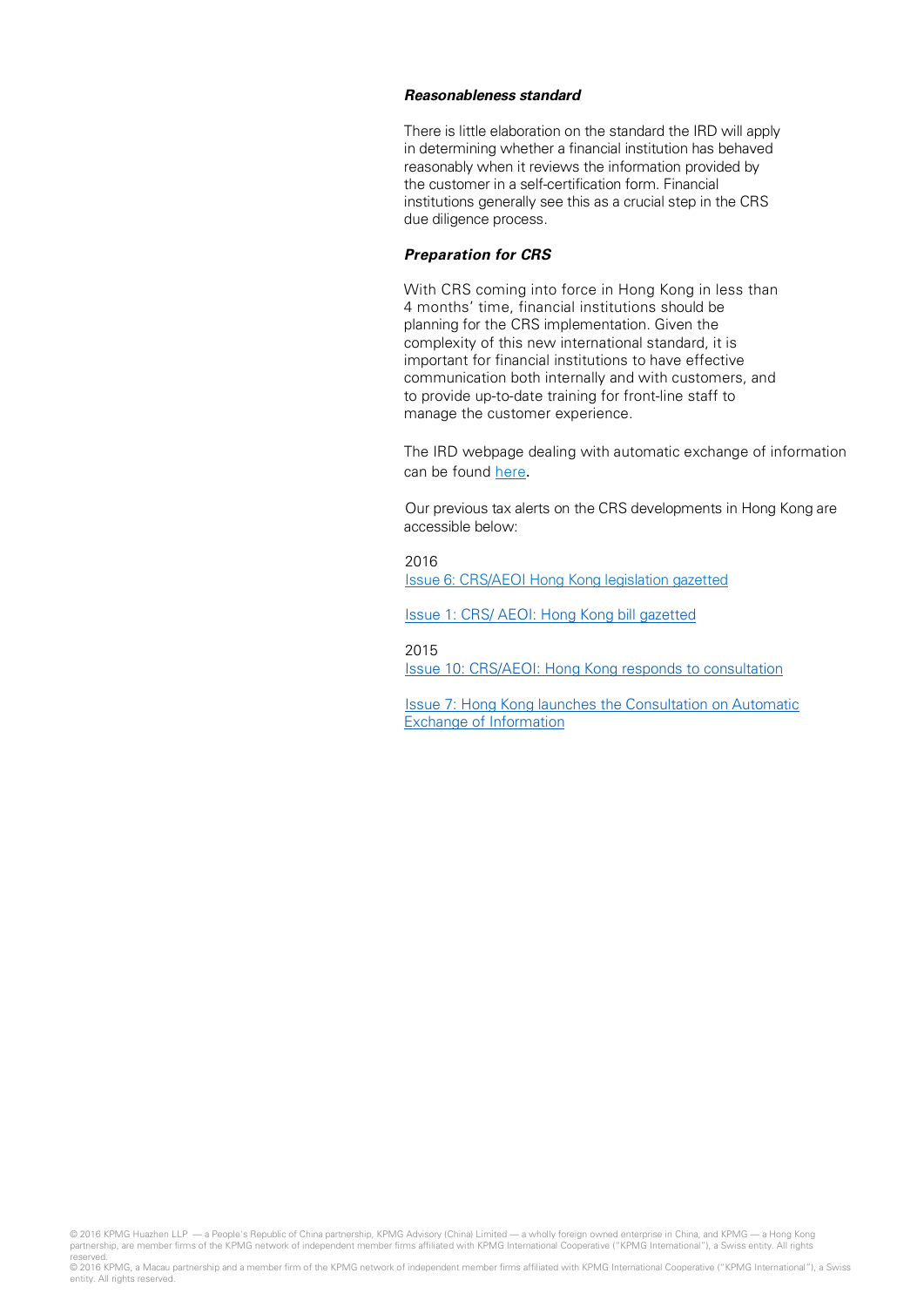***Reasonableness standard***

There is little elaboration on the standard the IRD will apply in determining whether a financial institution has behaved reasonably when it reviews the information provided by the customer in a self-certification form. Financial institutions generally see this as a crucial step in the CRS due diligence process.

***Preparation for CRS***

With CRS coming into force in Hong Kong in less than 4 months' time, financial institutions should be planning for the CRS implementation. Given the complexity of this new international standard, it is important for financial institutions to have effective communication both internally and with customers, and to provide up-to-date training for front-line staff to manage the customer experience.

The IRD webpage dealing with automatic exchange of information can be found here.

Our previous tax alerts on the CRS developments in Hong Kong are accessible below:

2016

Issue 6: CRS/AEOI Hong Kong legislation gazetted

Issue 1: CRS/ AEOI: Hong Kong bill gazetted

2015

Issue 10: CRS/AEOI: Hong Kong responds to consultation

Issue 7: Hong Kong launches the Consultation on Automatic Exchange of Information

© 2016 KPMG Huazhen LLP — a People's Republic of China partnership, KPMG Advisory (China) Limited — a wholly foreign owned enterprise in China, and KPMG — a Hong Kong partnership, are member firms of the KPMG network of independent member firms affiliated with KPMG International Cooperative ("KPMG International"), a Swiss entity. All rights reserved.
© 2016 KPMG, a Macau partnership and a member firm of the KPMG network of independent member firms affiliated with KPMG International Cooperative ("KPMG International"), a Swiss entity. All rights reserved.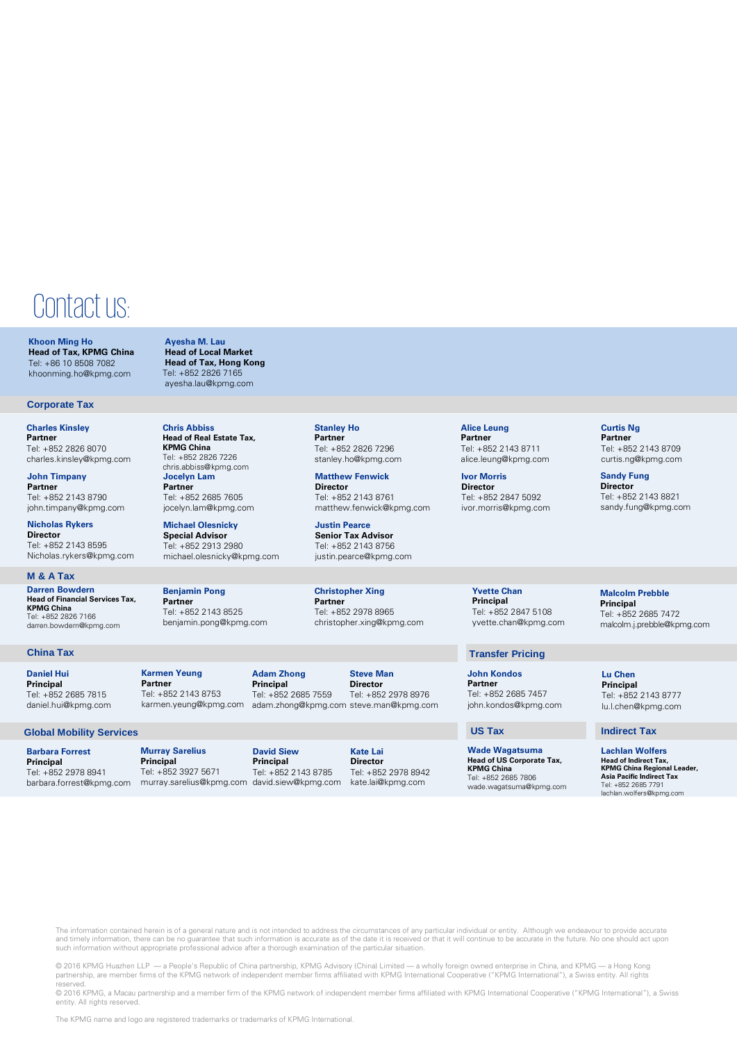# Contact us:

**Khoon Ming Ho**
**Head of Tax, KPMG China**
Tel: +86 10 8508 7082
khoonming.ho@kpmg.com

**Ayesha M. Lau**
**Head of Local Market**
**Head of Tax, Hong Kong**
Tel: +852 2826 7165
ayesha.lau@kpmg.com

## Corporate Tax

**Charles Kinsley**
**Partner**
Tel: +852 2826 8070
charles.kinsley@kpmg.com

**John Timpany**
**Partner**
Tel: +852 2143 8790
john.timpany@kpmg.com

**Nicholas Rykers**
**Director**
Tel: +852 2143 8595
Nicholas.rykers@kpmg.com

**Chris Abbiss**
**Head of Real Estate Tax, KPMG China**
Tel: +852 2826 7226
chris.abbiss@kpmg.com

**Jocelyn Lam**
**Partner**
Tel: +852 2685 7605
jocelyn.lam@kpmg.com

**Michael Olesnicky**
**Special Advisor**
Tel: +852 2913 2980
michael.olesnicky@kpmg.com

**Stanley Ho**
**Partner**
Tel: +852 2826 7296
stanley.ho@kpmg.com

**Matthew Fenwick**
**Director**
Tel: +852 2143 8761
matthew.fenwick@kpmg.com

**Justin Pearce**
**Senior Tax Advisor**
Tel: +852 2143 8756
justin.pearce@kpmg.com

**Alice Leung**
**Partner**
Tel: +852 2143 8711
alice.leung@kpmg.com

**Ivor Morris**
**Director**
Tel: +852 2847 5092
ivor.morris@kpmg.com

**Curtis Ng**
**Partner**
Tel: +852 2143 8709
curtis.ng@kpmg.com

**Sandy Fung**
**Director**
Tel: +852 2143 8821
sandy.fung@kpmg.com

## M & A Tax

**Darren Bowdern**
**Head of Financial Services Tax, KPMG China**
Tel: +852 2826 7166
darren.bowdern@kpmg.com

**Benjamin Pong**
**Partner**
Tel: +852 2143 8525
benjamin.pong@kpmg.com

**Christopher Xing**
**Partner**
Tel: +852 2978 8965
christopher.xing@kpmg.com

**Yvette Chan**
**Principal**
Tel: +852 2847 5108
yvette.chan@kpmg.com

**Malcolm Prebble**
**Principal**
Tel: +852 2685 7472
malcolm.j.prebble@kpmg.com

## China Tax

**Daniel Hui**
**Principal**
Tel: +852 2685 7815
daniel.hui@kpmg.com

**Karmen Yeung**
**Partner**
Tel: +852 2143 8753
karmen.yeung@kpmg.com

**Adam Zhong**
**Principal**
Tel: +852 2685 7559
adam.zhong@kpmg.com

**Steve Man**
**Director**
Tel: +852 2978 8976
steve.man@kpmg.com

## Transfer Pricing

**John Kondos**
**Partner**
Tel: +852 2685 7457
john.kondos@kpmg.com

**Lu Chen**
**Principal**
Tel: +852 2143 8777
lu.l.chen@kpmg.com

## Global Mobility Services

**Barbara Forrest**
**Principal**
Tel: +852 2978 8941
barbara.forrest@kpmg.com

**Murray Sarelius**
**Principal**
Tel: +852 3927 5671
murray.sarelius@kpmg.com

**David Siew**
**Principal**
Tel: +852 2143 8785
david.siew@kpmg.com

**Kate Lai**
**Director**
Tel: +852 2978 8942
kate.lai@kpmg.com

## US Tax

**Wade Wagatsuma**
**Head of US Corporate Tax, KPMG China**
Tel: +852 2685 7806
wade.wagatsuma@kpmg.com

## Indirect Tax

**Lachlan Wolfers**
**Head of Indirect Tax, KPMG China Regional Leader, Asia Pacific Indirect Tax**
Tel: +852 2685 7791
lachlan.wolfers@kpmg.com

The information contained herein is of a general nature and is not intended to address the circumstances of any particular individual or entity. Although we endeavour to provide accurate and timely information, there can be no guarantee that such information is accurate as of the date it is received or that it will continue to be accurate in the future. No one should act upon such information without appropriate professional advice after a thorough examination of the particular situation.

© 2016 KPMG Huazhen LLP — a People's Republic of China partnership, KPMG Advisory (China) Limited — a wholly foreign owned enterprise in China, and KPMG — a Hong Kong partnership, are member firms of the KPMG network of independent member firms affiliated with KPMG International Cooperative ("KPMG International"), a Swiss entity. All rights reserved.
© 2016 KPMG, a Macau partnership and a member firm of the KPMG network of independent member firms affiliated with KPMG International Cooperative ("KPMG International"), a Swiss entity. All rights reserved.

The KPMG name and logo are registered trademarks or trademarks of KPMG International.